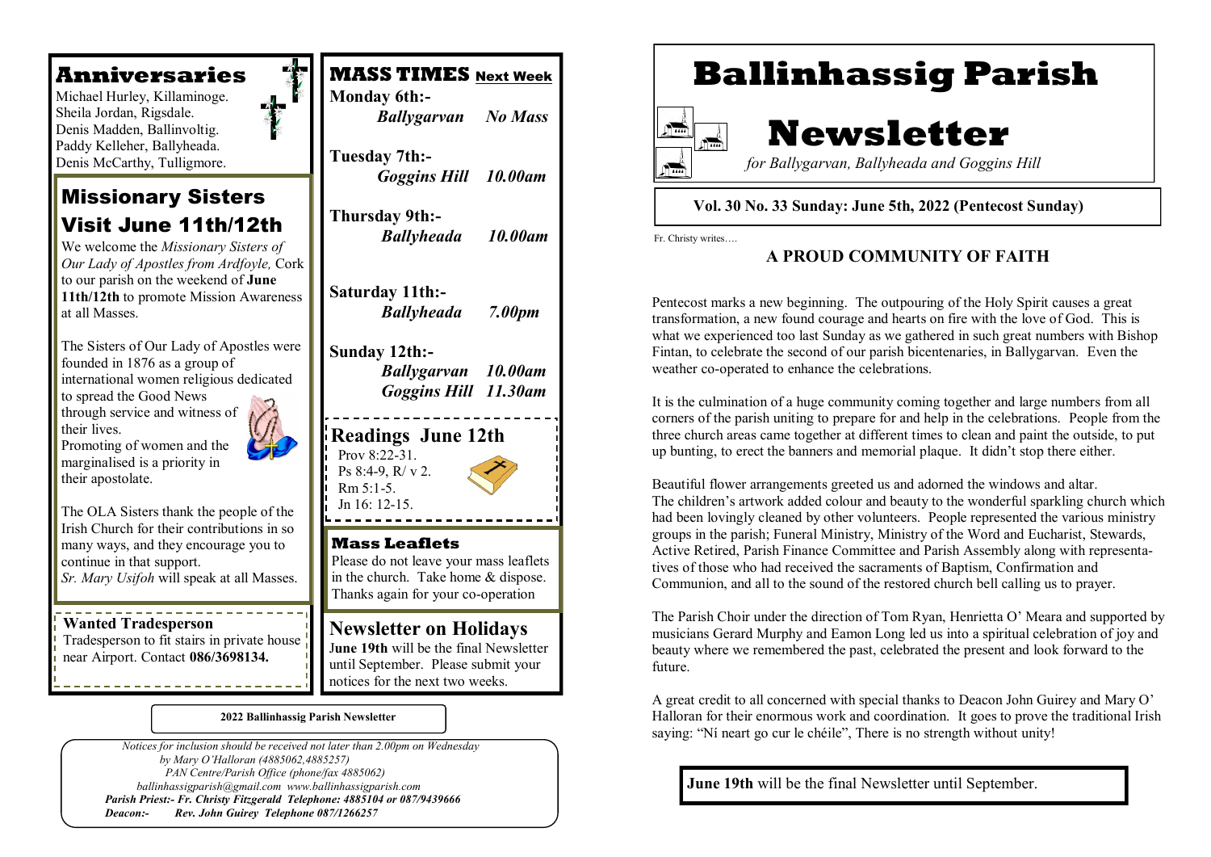# Ballinhassig Parish Newsletter

*for Ballygarvan, Ballyheada and Goggins Hill*

**Vol. 30 No. 33 Sunday: June 5th, 2022 (Pentecost Sunday)**

Fr. Christy writes….

## A PROUD COMMUNITY OF FAITH

Pentecost marks a new beginning. The outpouring of the Holy Spirit causes a great transformation, a new found courage and hearts on fire with the love of God. This is what we experienced too last Sunday as we gathered in such great numbers with Bishop Fintan, to celebrate the second of our parish bicentenaries, in Ballygarvan. Even the weather co-operated to enhance the celebrations.

It is the culmination of a huge community coming together and large numbers from all corners of the parish uniting to prepare for and help in the celebrations. People from the three church areas came together at different times to clean and paint the outside, to put up bunting, to erect the banners and memorial plaque. It didn't stop there either.

Beautiful flower arrangements greeted us and adorned the windows and altar. The children's artwork added colour and beauty to the wonderful sparkling church which had been lovingly cleaned by other volunteers. People represented the various ministry groups in the parish; Funeral Ministry, Ministry of the Word and Eucharist, Stewards, Active Retired, Parish Finance Committee and Parish Assembly along with representa-tives of those who had received the sacraments of Baptism, Confirmation and Communion, and all to the sound of the restored church bell calling us to prayer.

The Parish Choir under the direction of Tom Ryan, Henrietta O' Meara and supported by musicians Gerard Murphy and Eamon Long led us into a spiritual celebration of joy and beauty where we remembered the past, celebrated the present and look forward to the future.

A great credit to all concerned with special thanks to Deacon John Guirey and Mary O' Halloran for their enormous work and coordination. It goes to prove the traditional Irish saying: "Ní neart go cur le chéile", There is no strength without unity!

**June 19th** will be the final Newsletter until September.

## Anniversaries

Michael Hurley, Killaminoge.
Sheila Jordan, Rigsdale.
Denis Madden, Ballinvoltig.
Paddy Kelleher, Ballyheada.
Denis McCarthy, Tulligmore.

## Missionary Sisters Visit June 11th/12th

We welcome the *Missionary Sisters of Our Lady of Apostles from Ardfoyle,* Cork to our parish on the weekend of **June 11th/12th** to promote Mission Awareness at all Masses.

The Sisters of Our Lady of Apostles were founded in 1876 as a group of international women religious dedicated to spread the Good News through service and witness of their lives.
Promoting of women and the marginalised is a priority in their apostolate.

The OLA Sisters thank the people of the Irish Church for their contributions in so many ways, and they encourage you to continue in that support.
*Sr. Mary Usifoh* will speak at all Masses.

## Wanted Tradesperson

Tradesperson to fit stairs in private house near Airport. Contact **086/3698134.**

## MASS TIMES Next Week

**Monday 6th:-**
*Ballygarvan No Mass*

**Tuesday 7th:-**
*Goggins Hill 10.00am*

**Thursday 9th:-**
*Ballyheada 10.00am*

**Saturday 11th:-**
*Ballyheada 7.00pm*

**Sunday 12th:-**
*Ballygarvan 10.00am*
*Goggins Hill 11.30am*

## Readings June 12th

Prov 8:22-31.
Ps 8:4-9, R/ v 2.
Rm 5:1-5.
Jn 16: 12-15.

## Mass Leaflets

Please do not leave your mass leaflets in the church. Take home & dispose. Thanks again for your co-operation

## Newsletter on Holidays

**June 19th** will be the final Newsletter until September. Please submit your notices for the next two weeks.

**2022 Ballinhassig Parish Newsletter**

*Notices for inclusion should be received not later than 2.00pm on Wednesday by Mary O'Halloran (4885062,4885257)*
*PAN Centre/Parish Office (phone/fax 4885062)*
*ballinhassigparish@gmail.com www.ballinhassigparish.com*
***Parish Priest:- Fr. Christy Fitzgerald Telephone: 4885104 or 087/9439666***
***Deacon:- Rev. John Guirey Telephone 087/1266257***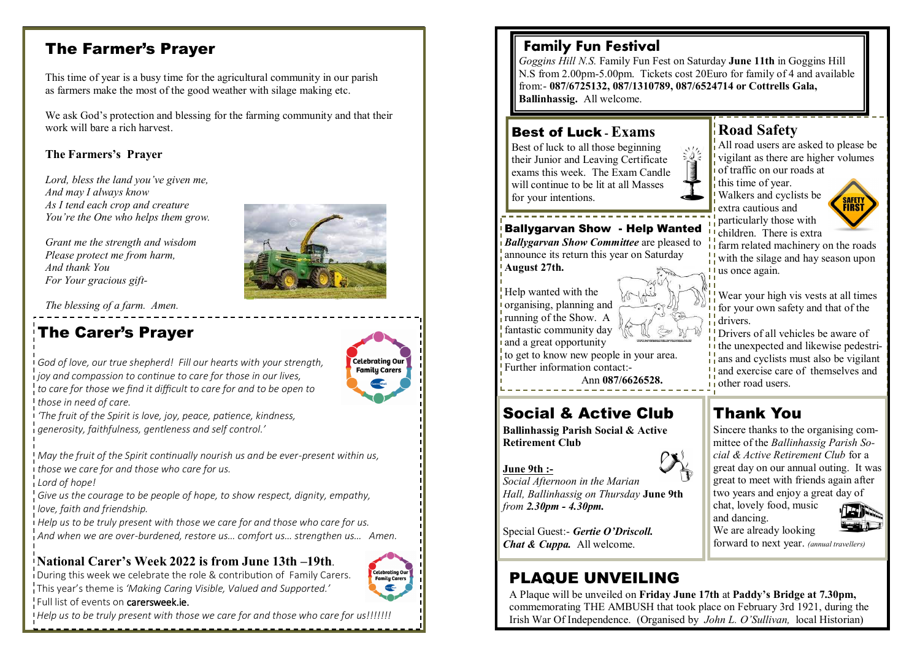## The Farmer's Prayer

This time of year is a busy time for the agricultural community in our parish as farmers make the most of the good weather with silage making etc.

We ask God's protection and blessing for the farming community and that their work will bare a rich harvest.

**The Farmers's Prayer**

*Lord, bless the land you've given me,*
*And may I always know*
*As I tend each crop and creature*
*You're the One who helps them grow.*

*Grant me the strength and wisdom*
*Please protect me from harm,*
*And thank You*
*For Your gracious gift-*

*The blessing of a farm. Amen.*

## The Carer's Prayer

*God of love, our true shepherd! Fill our hearts with your strength, joy and compassion to continue to care for those in our lives, to care for those we find it difficult to care for and to be open to those in need of care.*
*'The fruit of the Spirit is love, joy, peace, patience, kindness, generosity, faithfulness, gentleness and self control.'*

*May the fruit of the Spirit continually nourish us and be ever-present within us, those we care for and those who care for us.*
*Lord of hope!*
*Give us the courage to be people of hope, to show respect, dignity, empathy, love, faith and friendship.*
*Help us to be truly present with those we care for and those who care for us.*
*And when we are over-burdened, restore us… comfort us… strengthen us… Amen.*

**National Carer's Week 2022 is from June 13th –19th**.
During this week we celebrate the role & contribution of Family Carers.
This year's theme is *'Making Caring Visible, Valued and Supported.'*
Full list of events on carersweek.ie.
*Help us to be truly present with those we care for and those who care for us!!!!!!!*

## Family Fun Festival

*Goggins Hill N.S.* Family Fun Fest on Saturday **June 11th** in Goggins Hill N.S from 2.00pm-5.00pm. Tickets cost 20Euro for family of 4 and available from:- **087/6725132, 087/1310789, 087/6524714 or Cottrells Gala, Ballinhassig.** All welcome.

## Best of Luck - Exams

Best of luck to all those beginning their Junior and Leaving Certificate exams this week. The Exam Candle will continue to be lit at all Masses for your intentions.

## Ballygarvan Show - Help Wanted

***Ballygarvan Show Committee*** are pleased to announce its return this year on Saturday **August 27th.**

Help wanted with the organising, planning and running of the Show. A fantastic community day and a great opportunity to get to know new people in your area.
Further information contact:-
Ann **087/6626528.**

## Road Safety

All road users are asked to please be vigilant as there are higher volumes of traffic on our roads at this time of year.
Walkers and cyclists be extra cautious and particularly those with children. There is extra farm related machinery on the roads with the silage and hay season upon us once again.

Wear your high vis vests at all times for your own safety and that of the drivers.
Drivers of all vehicles be aware of the unexpected and likewise pedestrians and cyclists must also be vigilant and exercise care of themselves and other road users.

## Social & Active Club

**Ballinhassig Parish Social & Active Retirement Club**

**June 9th :-**
*Social Afternoon in the Marian Hall, Ballinhassig on Thursday* **June 9th** *from* ***2.30pm - 4.30pm.***

Special Guest:- ***Gertie O'Driscoll. Chat & Cuppa.*** All welcome.

## Thank You

Sincere thanks to the organising committee of the *Ballinhassig Parish Social & Active Retirement Club* for a great day on our annual outing. It was great to meet with friends again after two years and enjoy a great day of chat, lovely food, music and dancing.
We are already looking forward to next year. *(annual travellers)*

## PLAQUE UNVEILING

A Plaque will be unveiled on **Friday June 17th** at **Paddy's Bridge at 7.30pm,** commemorating THE AMBUSH that took place on February 3rd 1921, during the Irish War Of Independence. (Organised by *John L. O'Sullivan,* local Historian)